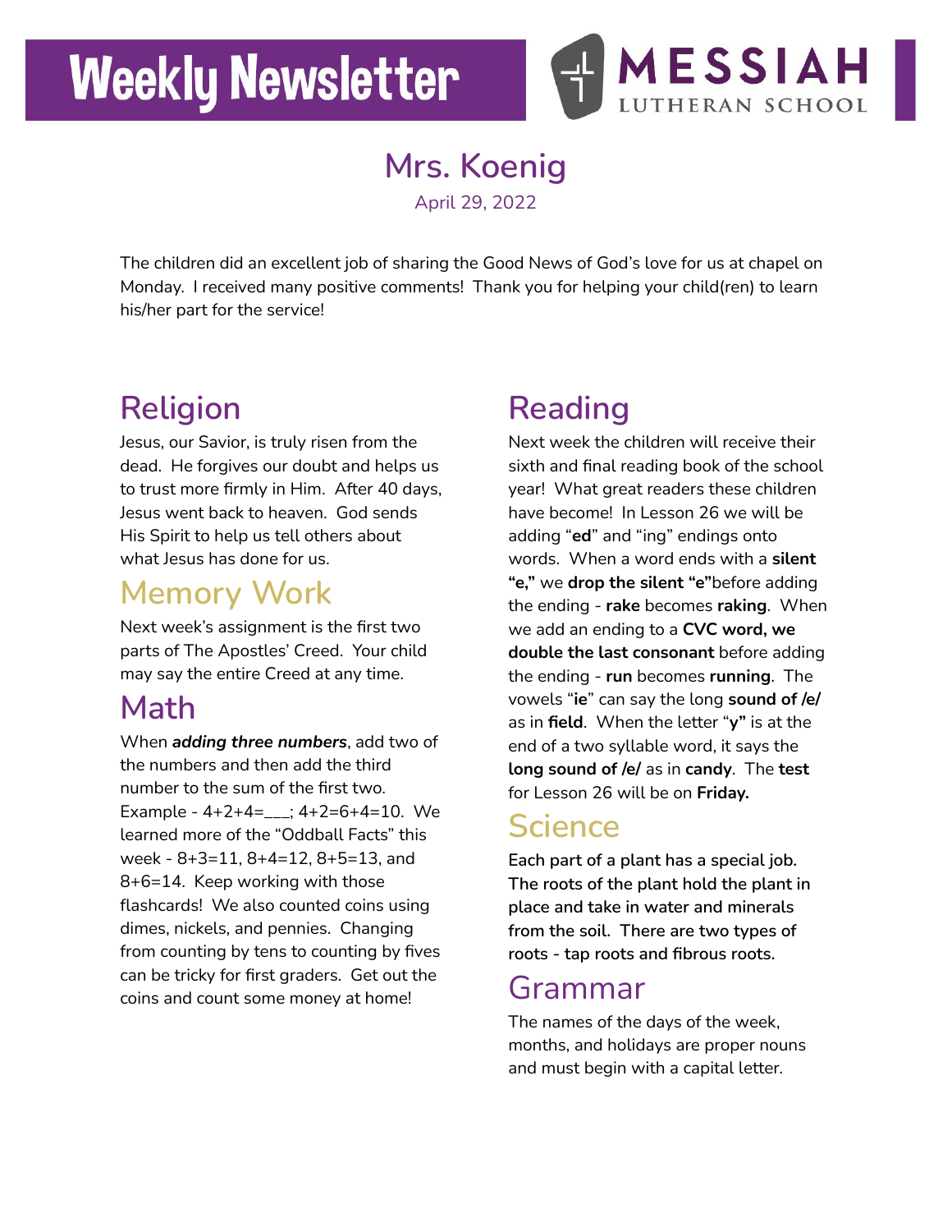# Weekly Newsletter

MESSIAH LUTHERAN SCHOOL

## Mrs. Koenig

April 29, 2022

The children did an excellent job of sharing the Good News of God's love for us at chapel on Monday. I received many positive comments! Thank you for helping your child(ren) to learn his/her part for the service!

## Religion

Jesus, our Savior, is truly risen from the dead. He forgives our doubt and helps us to trust more firmly in Him. After 40 days, Jesus went back to heaven. God sends His Spirit to help us tell others about what Jesus has done for us.

## Memory Work

Next week's assignment is the first two parts of The Apostles' Creed. Your child may say the entire Creed at any time.

## Math

When ***adding three numbers***, add two of the numbers and then add the third number to the sum of the first two. Example - 4+2+4=___; 4+2=6+4=10. We learned more of the "Oddball Facts" this week - 8+3=11, 8+4=12, 8+5=13, and 8+6=14. Keep working with those flashcards! We also counted coins using dimes, nickels, and pennies. Changing from counting by tens to counting by fives can be tricky for first graders. Get out the coins and count some money at home!

## Reading

Next week the children will receive their sixth and final reading book of the school year! What great readers these children have become! In Lesson 26 we will be adding "**ed**" and "ing" endings onto words. When a word ends with a **silent "e,"** we **drop the silent "e"**before adding the ending - **rake** becomes **raking**. When we add an ending to a **CVC word, we double the last consonant** before adding the ending - **run** becomes **running**. The vowels "**ie**" can say the long **sound of /e/** as in **field**. When the letter "**y"** is at the end of a two syllable word, it says the **long sound of /e/** as in **candy**. The **test** for Lesson 26 will be on **Friday.**

## Science

**Each part of a plant has a special job. The roots of the plant hold the plant in place and take in water and minerals from the soil. There are two types of roots - tap roots and fibrous roots.**

## Grammar

The names of the days of the week, months, and holidays are proper nouns and must begin with a capital letter.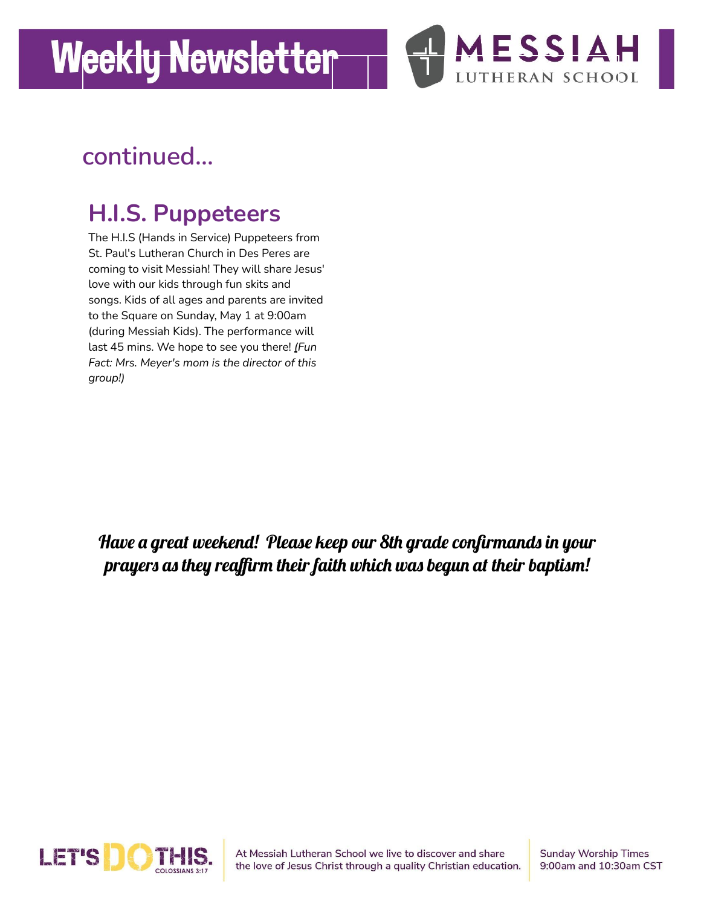continued...

## H.I.S. Puppeteers

The H.I.S (Hands in Service) Puppeteers from St. Paul's Lutheran Church in Des Peres are coming to visit Messiah! They will share Jesus' love with our kids through fun skits and songs. Kids of all ages and parents are invited to the Square on Sunday, May 1 at 9:00am (during Messiah Kids). The performance will last 45 mins. We hope to see you there! *(Fun Fact: Mrs. Meyer's mom is the director of this group!)*

*Have a great weekend! Please keep our 8th grade confirmands in your prayers as they reaffirm their faith which was begun at their baptism!*

LET'S DO THIS. COLOSSIANS 3:17

At Messiah Lutheran School we live to discover and share the love of Jesus Christ through a quality Christian education.

Sunday Worship Times
9:00am and 10:30am CST